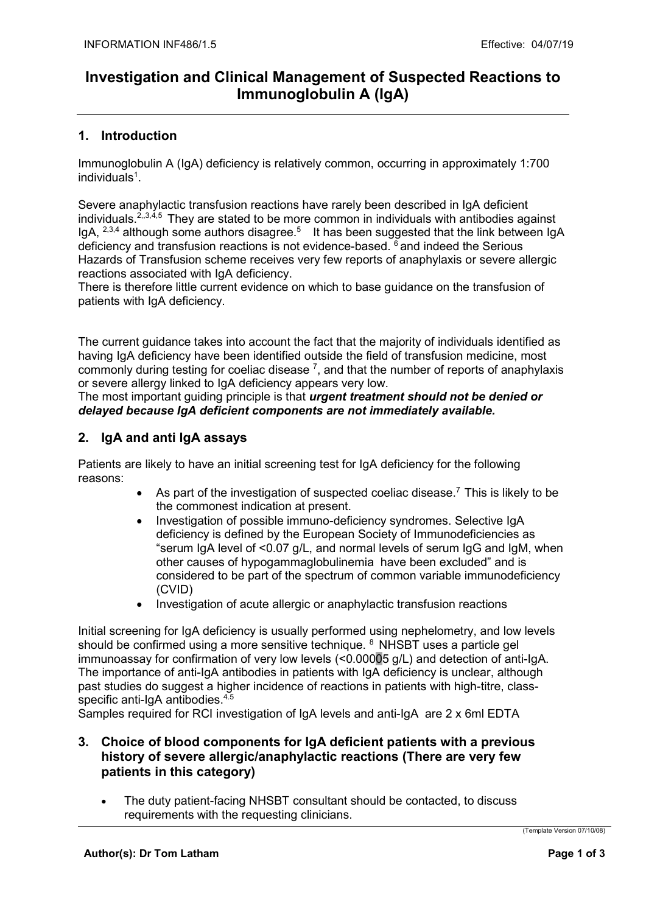# Investigation and Clinical Management of Suspected Reactions to Immunoglobulin A (IgA)

## 1. Introduction

Immunoglobulin A (IgA) deficiency is relatively common, occurring in approximately 1:700 individuals[1].

Severe anaphylactic transfusion reactions have rarely been described in IgA deficient individuals.[2,,3,4,5] They are stated to be more common in individuals with antibodies against IgA, [2,3,4] although some authors disagree.[5] It has been suggested that the link between IgA deficiency and transfusion reactions is not evidence-based. [6] and indeed the Serious Hazards of Transfusion scheme receives very few reports of anaphylaxis or severe allergic reactions associated with IgA deficiency.
There is therefore little current evidence on which to base guidance on the transfusion of patients with IgA deficiency.

The current guidance takes into account the fact that the majority of individuals identified as having IgA deficiency have been identified outside the field of transfusion medicine, most commonly during testing for coeliac disease [7], and that the number of reports of anaphylaxis or severe allergy linked to IgA deficiency appears very low.
The most important guiding principle is that ***urgent treatment should not be denied or delayed because IgA deficient components are not immediately available.***

## 2. IgA and anti IgA assays

Patients are likely to have an initial screening test for IgA deficiency for the following reasons:

- As part of the investigation of suspected coeliac disease.[7] This is likely to be the commonest indication at present.
- Investigation of possible immuno-deficiency syndromes. Selective IgA deficiency is defined by the European Society of Immunodeficiencies as "serum IgA level of <0.07 g/L, and normal levels of serum IgG and IgM, when other causes of hypogammaglobulinemia have been excluded" and is considered to be part of the spectrum of common variable immunodeficiency (CVID)
- Investigation of acute allergic or anaphylactic transfusion reactions

Initial screening for IgA deficiency is usually performed using nephelometry, and low levels should be confirmed using a more sensitive technique. [8] NHSBT uses a particle gel immunoassay for confirmation of very low levels (<0.00005 g/L) and detection of anti-IgA. The importance of anti-IgA antibodies in patients with IgA deficiency is unclear, although past studies do suggest a higher incidence of reactions in patients with high-titre, class-specific anti-IgA antibodies.[4,5]
Samples required for RCI investigation of IgA levels and anti-IgA are 2 x 6ml EDTA

## 3. Choice of blood components for IgA deficient patients with a previous history of severe allergic/anaphylactic reactions (There are very few patients in this category)

- The duty patient-facing NHSBT consultant should be contacted, to discuss requirements with the requesting clinicians.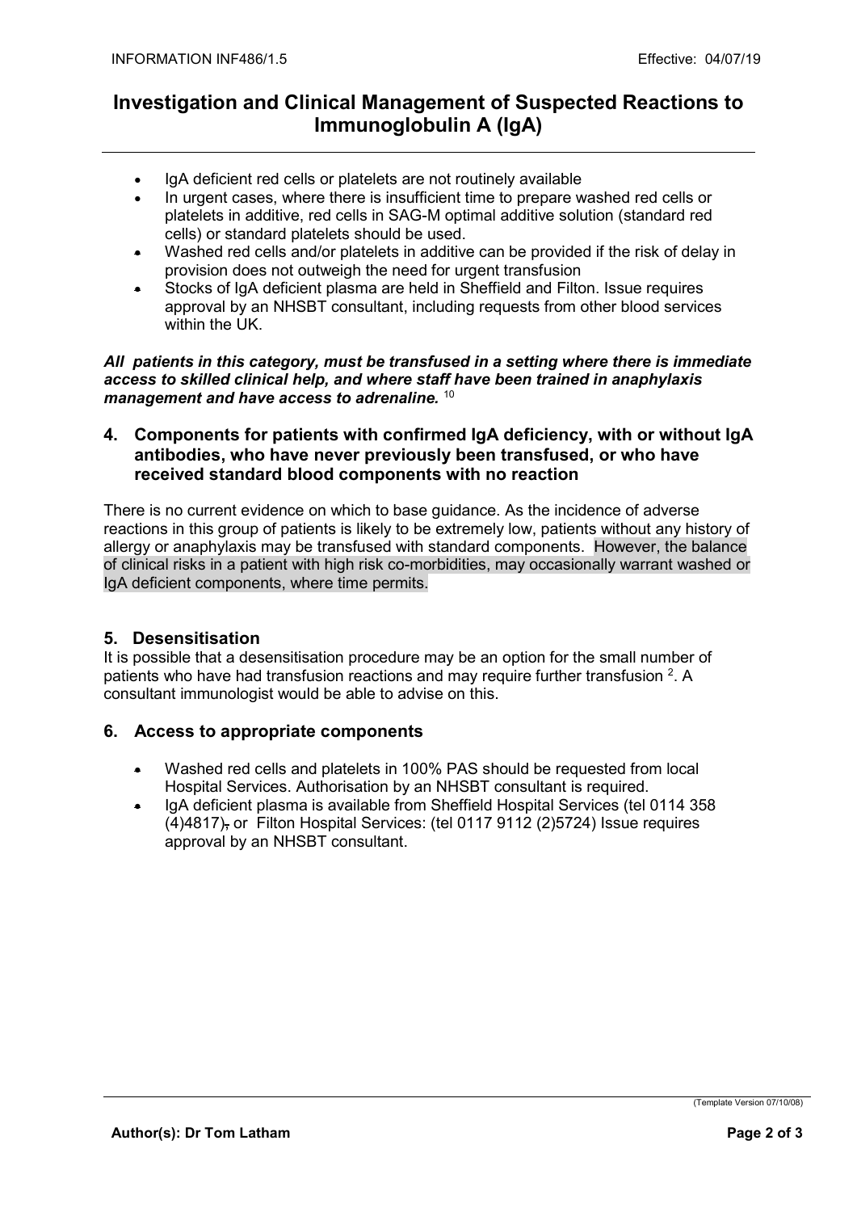- IgA deficient red cells or platelets are not routinely available
- In urgent cases, where there is insufficient time to prepare washed red cells or platelets in additive, red cells in SAG-M optimal additive solution (standard red cells) or standard platelets should be used.
- Washed red cells and/or platelets in additive can be provided if the risk of delay in provision does not outweigh the need for urgent transfusion
- Stocks of IgA deficient plasma are held in Sheffield and Filton. Issue requires approval by an NHSBT consultant, including requests from other blood services within the UK.

***All patients in this category, must be transfused in a setting where there is immediate access to skilled clinical help, and where staff have been trained in anaphylaxis management and have access to adrenaline.*** [10]

## 4. Components for patients with confirmed IgA deficiency, with or without IgA antibodies, who have never previously been transfused, or who have received standard blood components with no reaction

There is no current evidence on which to base guidance. As the incidence of adverse reactions in this group of patients is likely to be extremely low, patients without any history of allergy or anaphylaxis may be transfused with standard components. However, the balance of clinical risks in a patient with high risk co-morbidities, may occasionally warrant washed or IgA deficient components, where time permits.

## 5. Desensitisation

It is possible that a desensitisation procedure may be an option for the small number of patients who have had transfusion reactions and may require further transfusion [2]. A consultant immunologist would be able to advise on this.

## 6. Access to appropriate components

- Washed red cells and platelets in 100% PAS should be requested from local Hospital Services. Authorisation by an NHSBT consultant is required.
- IgA deficient plasma is available from Sheffield Hospital Services (tel 0114 358 (4)4817), or Filton Hospital Services: (tel 0117 9112 (2)5724) Issue requires approval by an NHSBT consultant.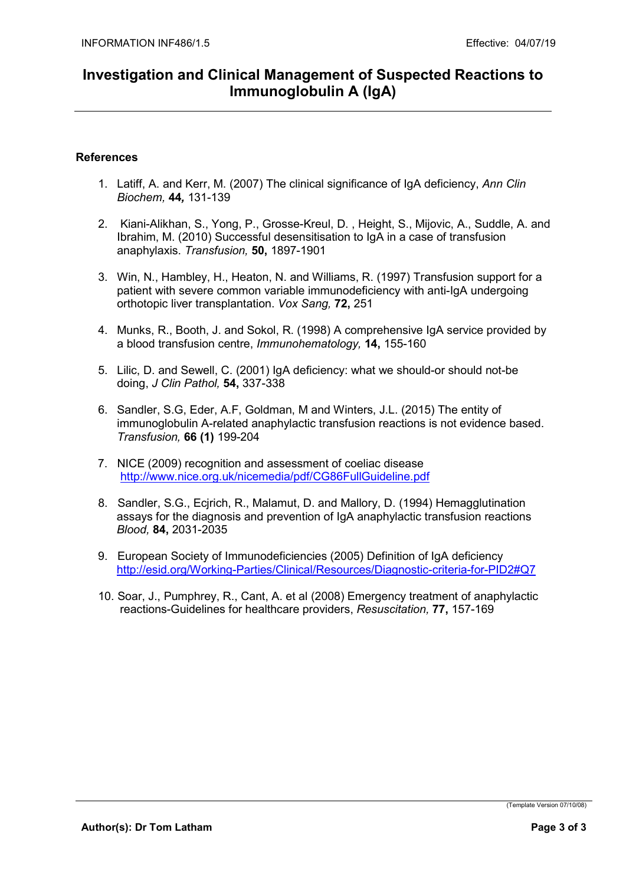**References**

1. Latiff, A. and Kerr, M. (2007) The clinical significance of IgA deficiency, *Ann Clin Biochem,* **44,** 131-139

2. Kiani-Alikhan, S., Yong, P., Grosse-Kreul, D. , Height, S., Mijovic, A., Suddle, A. and Ibrahim, M. (2010) Successful desensitisation to IgA in a case of transfusion anaphylaxis. *Transfusion,* **50,** 1897-1901

3. Win, N., Hambley, H., Heaton, N. and Williams, R. (1997) Transfusion support for a patient with severe common variable immunodeficiency with anti-IgA undergoing orthotopic liver transplantation. *Vox Sang,* **72,** 251

4. Munks, R., Booth, J. and Sokol, R. (1998) A comprehensive IgA service provided by a blood transfusion centre, *Immunohematology,* **14,** 155-160

5. Lilic, D. and Sewell, C. (2001) IgA deficiency: what we should-or should not-be doing, *J Clin Pathol,* **54,** 337-338

6. Sandler, S.G, Eder, A.F, Goldman, M and Winters, J.L. (2015) The entity of immunoglobulin A-related anaphylactic transfusion reactions is not evidence based. *Transfusion,* **66 (1)** 199-204

7. NICE (2009) recognition and assessment of coeliac disease http://www.nice.org.uk/nicemedia/pdf/CG86FullGuideline.pdf

8. Sandler, S.G., Ecjrich, R., Malamut, D. and Mallory, D. (1994) Hemagglutination assays for the diagnosis and prevention of IgA anaphylactic transfusion reactions *Blood,* **84,** 2031-2035

9. European Society of Immunodeficiencies (2005) Definition of IgA deficiency http://esid.org/Working-Parties/Clinical/Resources/Diagnostic-criteria-for-PID2#Q7

10. Soar, J., Pumphrey, R., Cant, A. et al (2008) Emergency treatment of anaphylactic reactions-Guidelines for healthcare providers, *Resuscitation,* **77,** 157-169